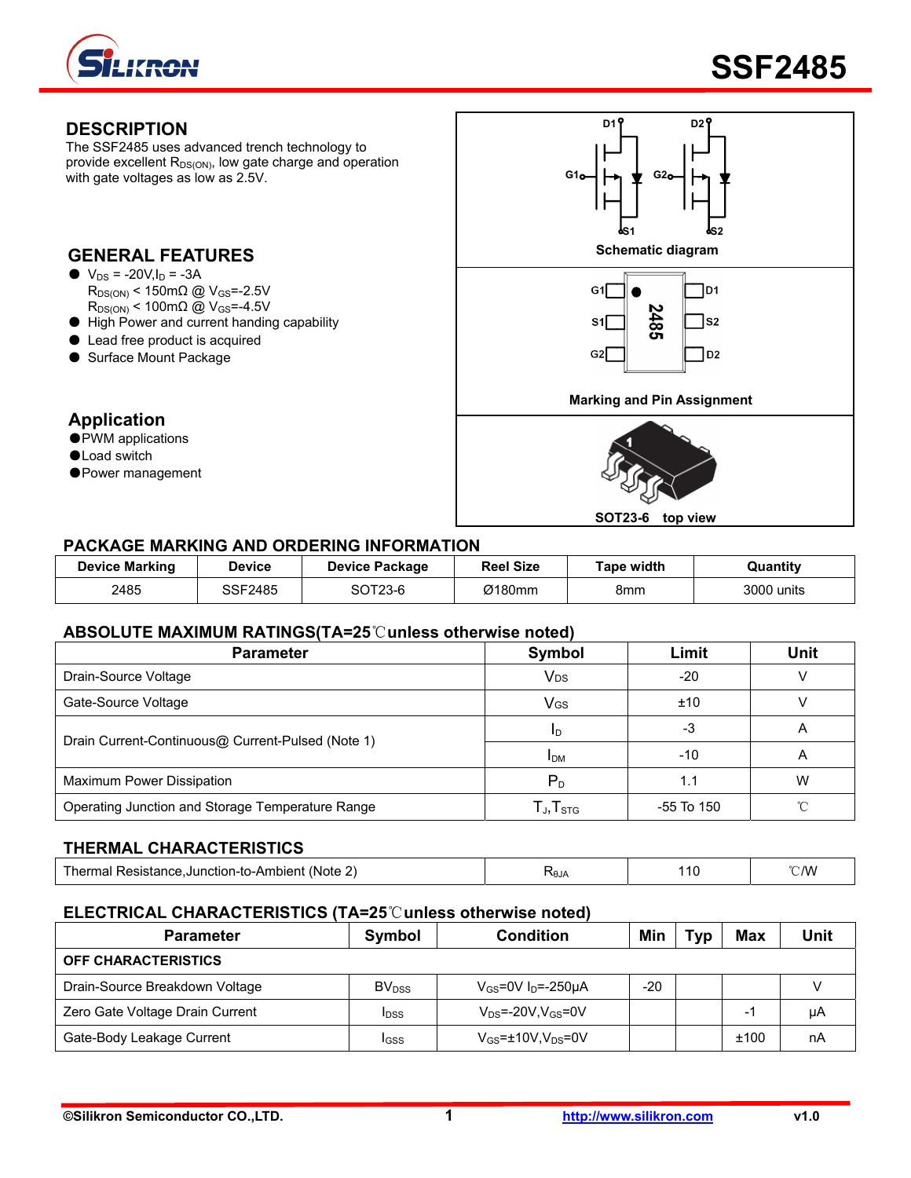# SSF2485

## DESCRIPTION

The SSF2485 uses advanced trench technology to provide excellent $R_{DS(ON)}$, low gate charge and operation with gate voltages as low as 2.5V.

## GENERAL FEATURES

- $V_{DS}$ = -20V, $I_D$ = -3A
  $R_{DS(ON)}$ < 150mΩ @ $V_{GS}$=-2.5V
  $R_{DS(ON)}$ < 100mΩ @ $V_{GS}$=-4.5V
- High Power and current handing capability
- Lead free product is acquired
- Surface Mount Package

## Application

- PWM applications
- Load switch
- Power management

Schematic diagram

Marking and Pin Assignment

SOT23-6 top view

## PACKAGE MARKING AND ORDERING INFORMATION

| Device Marking | Device | Device Package | Reel Size | Tape width | Quantity |
|---|---|---|---|---|---|
| 2485 | SSF2485 | SOT23-6 | Ø180mm | 8mm | 3000 units |

## ABSOLUTE MAXIMUM RATINGS(TA=25℃unless otherwise noted)

| Parameter | Symbol | Limit | Unit |
|---|---|---|---|
| Drain-Source Voltage | $V_{DS}$ | -20 | V |
| Gate-Source Voltage | $V_{GS}$ | ±10 | V |
| Drain Current-Continuous@ Current-Pulsed (Note 1) | $I_D$ | -3 | A |
| | $I_{DM}$ | -10 | A |
| Maximum Power Dissipation | $P_D$ | 1.1 | W |
| Operating Junction and Storage Temperature Range | $T_J$,$T_{STG}$ | -55 To 150 | ℃ |

## THERMAL CHARACTERISTICS

| Parameter | Symbol | Limit | Unit |
|---|---|---|---|
| Thermal Resistance,Junction-to-Ambient (Note 2) | $R_{\theta JA}$ | 110 | ℃/W |

## ELECTRICAL CHARACTERISTICS (TA=25℃unless otherwise noted)

| Parameter | Symbol | Condition | Min | Typ | Max | Unit |
|---|---|---|---|---|---|---|
| **OFF CHARACTERISTICS** | | | | | | |
| Drain-Source Breakdown Voltage | $BV_{DSS}$ | $V_{GS}$=0V $I_D$=-250μA | -20 | | | V |
| Zero Gate Voltage Drain Current | $I_{DSS}$ | $V_{DS}$=-20V,$V_{GS}$=0V | | | -1 | μA |
| Gate-Body Leakage Current | $I_{GSS}$ | $V_{GS}$=±10V,$V_{DS}$=0V | | | ±100 | nA |

©Silikron Semiconductor CO.,LTD. http://www.silikron.com v1.0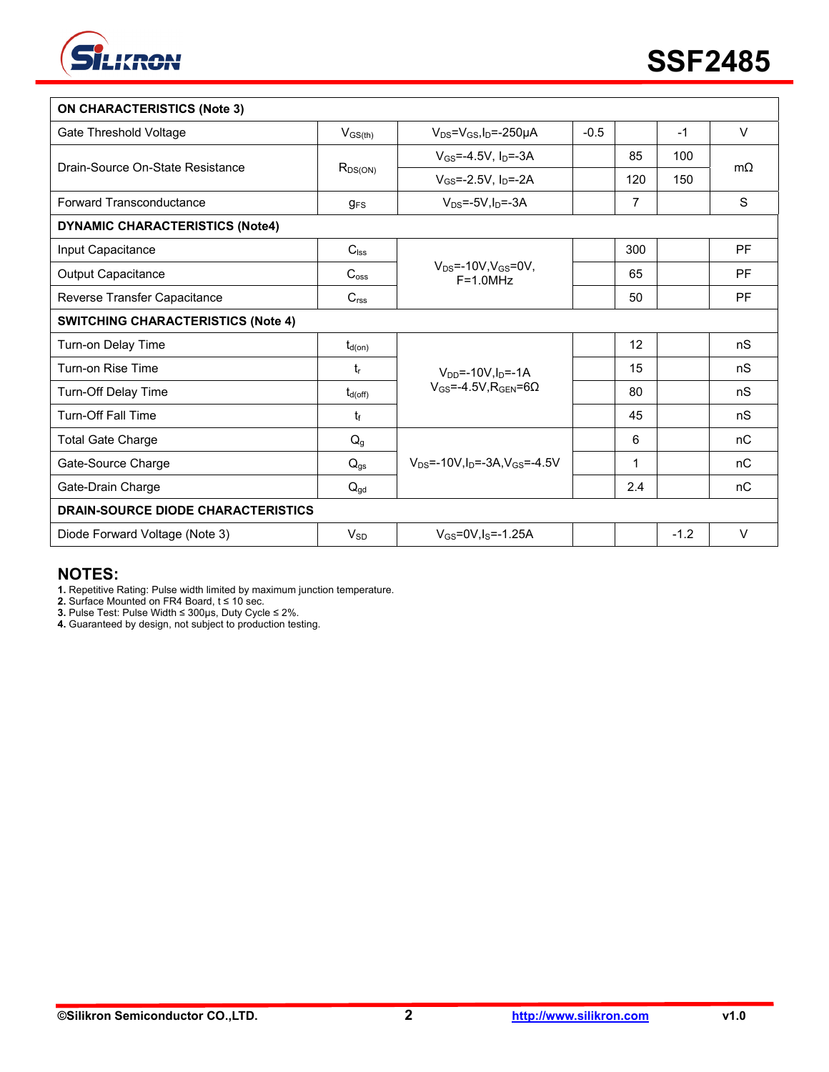| ON CHARACTERISTICS (Note 3) | | | | | | |
|---|---|---|---|---|---|---|
| Gate Threshold Voltage | $V_{GS(th)}$ | $V_{DS}$=$V_{GS}$,$I_D$=-250μA | -0.5 | | -1 | V |
| Drain-Source On-State Resistance | $R_{DS(ON)}$ | $V_{GS}$=-4.5V, $I_D$=-3A | | 85 | 100 | mΩ |
| | | $V_{GS}$=-2.5V, $I_D$=-2A | | 120 | 150 | |
| Forward Transconductance | $g_{FS}$ | $V_{DS}$=-5V,$I_D$=-3A | | 7 | | S |
| **DYNAMIC CHARACTERISTICS (Note4)** | | | | | | |
| Input Capacitance | $C_{iss}$ | $V_{DS}$=-10V,$V_{GS}$=0V, F=1.0MHz | | 300 | | PF |
| Output Capacitance | $C_{oss}$ | | | 65 | | PF |
| Reverse Transfer Capacitance | $C_{rss}$ | | | 50 | | PF |
| **SWITCHING CHARACTERISTICS (Note 4)** | | | | | | |
| Turn-on Delay Time | $t_{d(on)}$ | $V_{DD}$=-10V,$I_D$=-1A $V_{GS}$=-4.5V,$R_{GEN}$=6Ω | | 12 | | nS |
| Turn-on Rise Time | $t_r$ | | | 15 | | nS |
| Turn-Off Delay Time | $t_{d(off)}$ | | | 80 | | nS |
| Turn-Off Fall Time | $t_f$ | | | 45 | | nS |
| Total Gate Charge | $Q_g$ | $V_{DS}$=-10V,$I_D$=-3A,$V_{GS}$=-4.5V | | 6 | | nC |
| Gate-Source Charge | $Q_{gs}$ | | | 1 | | nC |
| Gate-Drain Charge | $Q_{gd}$ | | | 2.4 | | nC |
| **DRAIN-SOURCE DIODE CHARACTERISTICS** | | | | | | |
| Diode Forward Voltage (Note 3) | $V_{SD}$ | $V_{GS}$=0V,$I_S$=-1.25A | | | -1.2 | V |

## NOTES:

**1.** Repetitive Rating: Pulse width limited by maximum junction temperature.
**2.** Surface Mounted on FR4 Board, t ≤ 10 sec.
**3.** Pulse Test: Pulse Width ≤ 300μs, Duty Cycle ≤ 2%.
**4.** Guaranteed by design, not subject to production testing.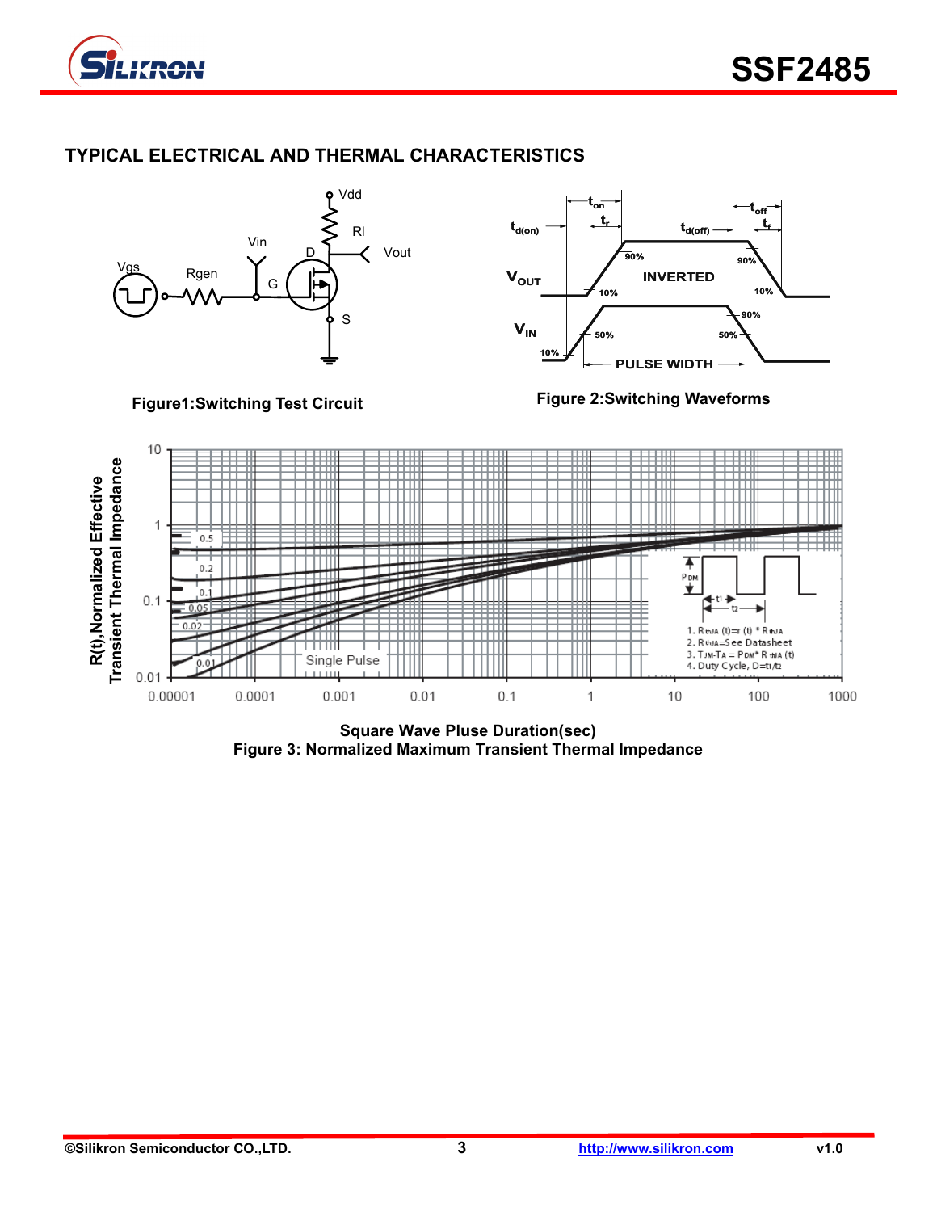## TYPICAL ELECTRICAL AND THERMAL CHARACTERISTICS

Figure1:Switching Test Circuit

Figure 2:Switching Waveforms

Square Wave Pluse Duration(sec)

Figure 3: Normalized Maximum Transient Thermal Impedance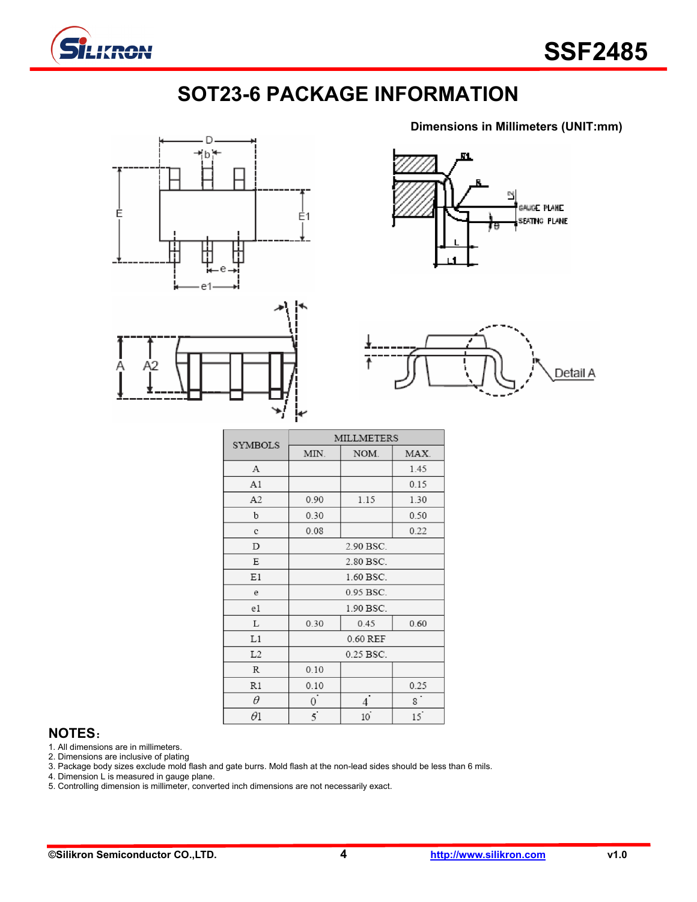# SOT23-6 PACKAGE INFORMATION

**Dimensions in Millimeters (UNIT:mm)**

| SYMBOLS | MILLMETERS | | |
|---|---|---|---|
| | MIN. | NOM. | MAX. |
| A | | | 1.45 |
| A1 | | | 0.15 |
| A2 | 0.90 | 1.15 | 1.30 |
| b | 0.30 | | 0.50 |
| c | 0.08 | | 0.22 |
| D | 2.90 BSC. | | |
| E | 2.80 BSC. | | |
| E1 | 1.60 BSC. | | |
| e | 0.95 BSC. | | |
| e1 | 1.90 BSC. | | |
| L | 0.30 | 0.45 | 0.60 |
| L1 | 0.60 REF | | |
| L2 | 0.25 BSC. | | |
| R | 0.10 | | |
| R1 | 0.10 | | 0.25 |
| $\theta$ | 0° | 4° | 8° |
| $\theta 1$ | 5° | 10° | 15° |

## NOTES：

1. All dimensions are in millimeters.
2. Dimensions are inclusive of plating
3. Package body sizes exclude mold flash and gate burrs. Mold flash at the non-lead sides should be less than 6 mils.
4. Dimension L is measured in gauge plane.
5. Controlling dimension is millimeter, converted inch dimensions are not necessarily exact.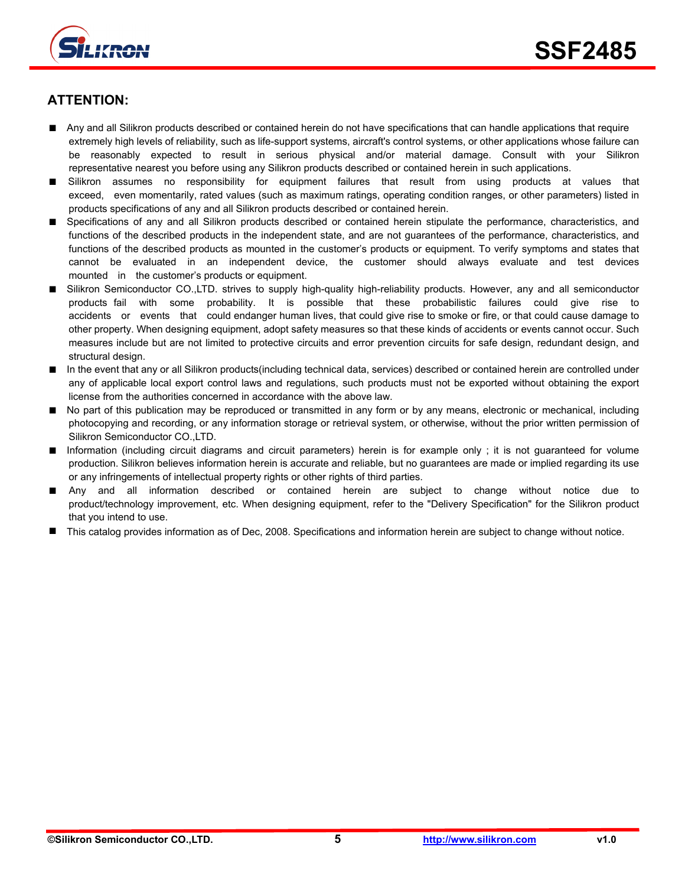## ATTENTION:

- Any and all Silikron products described or contained herein do not have specifications that can handle applications that require extremely high levels of reliability, such as life-support systems, aircraft's control systems, or other applications whose failure can be reasonably expected to result in serious physical and/or material damage. Consult with your Silikron representative nearest you before using any Silikron products described or contained herein in such applications.
- Silikron assumes no responsibility for equipment failures that result from using products at values that exceed, even momentarily, rated values (such as maximum ratings, operating condition ranges, or other parameters) listed in products specifications of any and all Silikron products described or contained herein.
- Specifications of any and all Silikron products described or contained herein stipulate the performance, characteristics, and functions of the described products in the independent state, and are not guarantees of the performance, characteristics, and functions of the described products as mounted in the customer's products or equipment. To verify symptoms and states that cannot be evaluated in an independent device, the customer should always evaluate and test devices mounted in the customer's products or equipment.
- Silikron Semiconductor CO.,LTD. strives to supply high-quality high-reliability products. However, any and all semiconductor products fail with some probability. It is possible that these probabilistic failures could give rise to accidents or events that could endanger human lives, that could give rise to smoke or fire, or that could cause damage to other property. When designing equipment, adopt safety measures so that these kinds of accidents or events cannot occur. Such measures include but are not limited to protective circuits and error prevention circuits for safe design, redundant design, and structural design.
- In the event that any or all Silikron products(including technical data, services) described or contained herein are controlled under any of applicable local export control laws and regulations, such products must not be exported without obtaining the export license from the authorities concerned in accordance with the above law.
- No part of this publication may be reproduced or transmitted in any form or by any means, electronic or mechanical, including photocopying and recording, or any information storage or retrieval system, or otherwise, without the prior written permission of Silikron Semiconductor CO.,LTD.
- Information (including circuit diagrams and circuit parameters) herein is for example only ; it is not guaranteed for volume production. Silikron believes information herein is accurate and reliable, but no guarantees are made or implied regarding its use or any infringements of intellectual property rights or other rights of third parties.
- Any and all information described or contained herein are subject to change without notice due to product/technology improvement, etc. When designing equipment, refer to the "Delivery Specification" for the Silikron product that you intend to use.
- This catalog provides information as of Dec, 2008. Specifications and information herein are subject to change without notice.